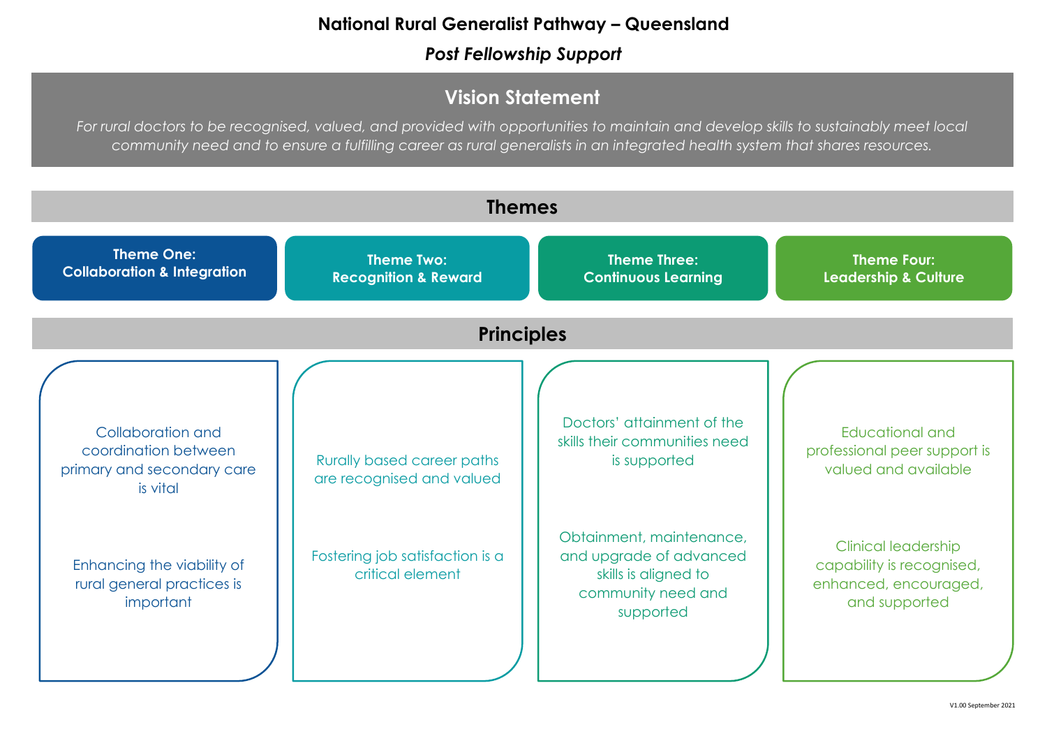# National Rural Generalist Pathway – Queensland

## *Post Fellowship Support*

## Vision Statement

*For rural doctors to be recognised, valued, and provided with opportunities to maintain and develop skills to sustainably meet local community need and to ensure a fulfilling career as rural generalists in an integrated health system that shares resources.*

## Themes

| Theme One: Collaboration & Integration | Theme Two: Recognition & Reward | Theme Three: Continuous Learning | Theme Four: Leadership & Culture |
|---|---|---|---|

## Principles

| Theme One: Collaboration & Integration | Theme Two: Recognition & Reward | Theme Three: Continuous Learning | Theme Four: Leadership & Culture |
|---|---|---|---|
| Collaboration and coordination between primary and secondary care is vital | Rurally based career paths are recognised and valued | Doctors' attainment of the skills their communities need is supported | Educational and professional peer support is valued and available |
| Enhancing the viability of rural general practices is important | Fostering job satisfaction is a critical element | Obtainment, maintenance, and upgrade of advanced skills is aligned to community need and supported | Clinical leadership capability is recognised, enhanced, encouraged, and supported |

V1.00 September 2021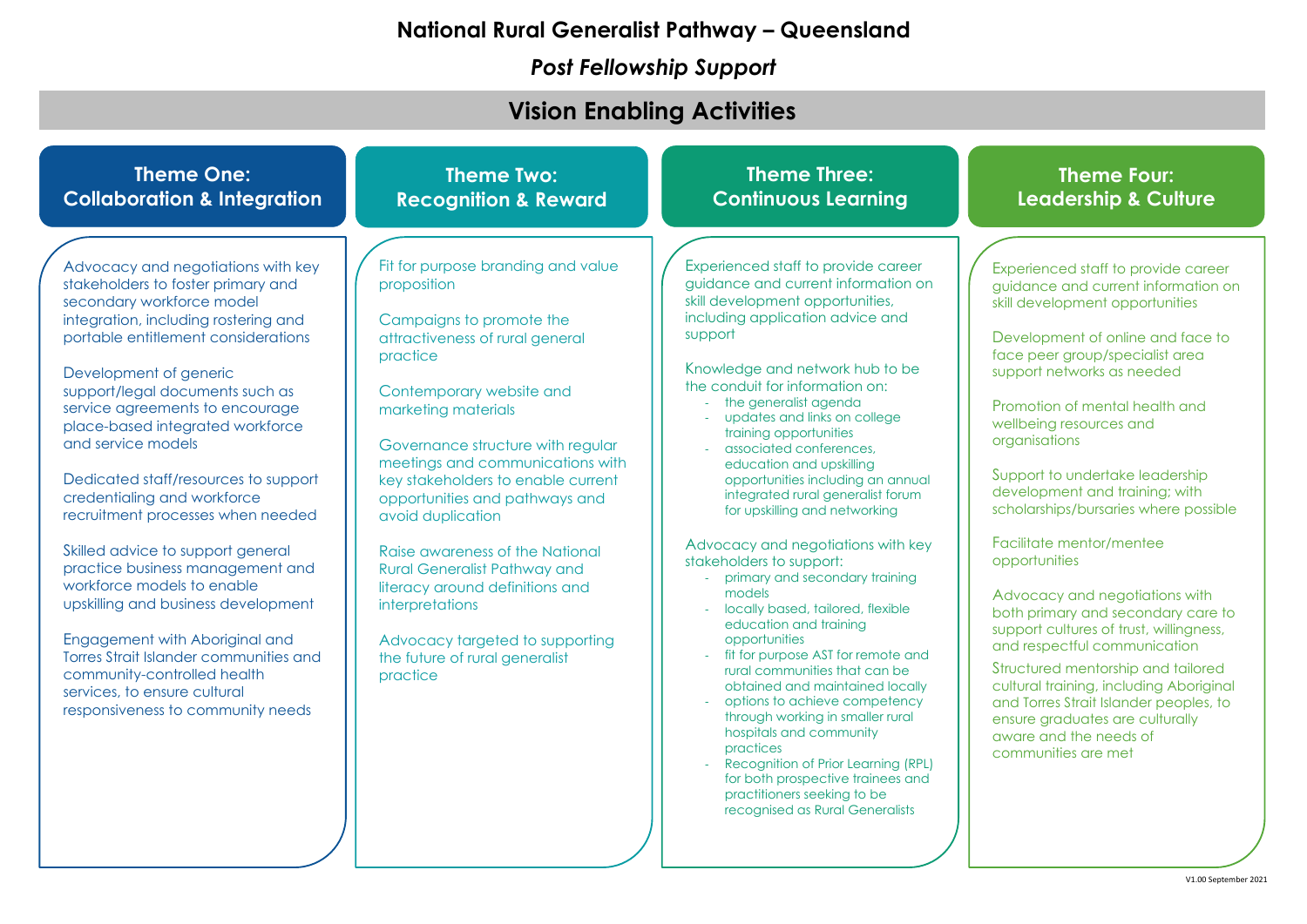# National Rural Generalist Pathway – Queensland

*Post Fellowship Support*

## Vision Enabling Activities

### Theme One: Collaboration & Integration

Advocacy and negotiations with key stakeholders to foster primary and secondary workforce model integration, including rostering and portable entitlement considerations

Development of generic support/legal documents such as service agreements to encourage place-based integrated workforce and service models

Dedicated staff/resources to support credentialing and workforce recruitment processes when needed

Skilled advice to support general practice business management and workforce models to enable upskilling and business development

Engagement with Aboriginal and Torres Strait Islander communities and community-controlled health services, to ensure cultural responsiveness to community needs

### Theme Two: Recognition & Reward

Fit for purpose branding and value proposition

Campaigns to promote the attractiveness of rural general practice

Contemporary website and marketing materials

Governance structure with regular meetings and communications with key stakeholders to enable current opportunities and pathways and avoid duplication

Raise awareness of the National Rural Generalist Pathway and literacy around definitions and interpretations

Advocacy targeted to supporting the future of rural generalist practice

### Theme Three: Continuous Learning

Experienced staff to provide career guidance and current information on skill development opportunities, including application advice and support

Knowledge and network hub to be the conduit for information on:

- the generalist agenda
- updates and links on college training opportunities
- associated conferences, education and upskilling opportunities including an annual integrated rural generalist forum for upskilling and networking

Advocacy and negotiations with key stakeholders to support:

- primary and secondary training models
- locally based, tailored, flexible education and training opportunities
- fit for purpose AST for remote and rural communities that can be obtained and maintained locally
- options to achieve competency through working in smaller rural hospitals and community practices
- Recognition of Prior Learning (RPL) for both prospective trainees and practitioners seeking to be recognised as Rural Generalists

### Theme Four: Leadership & Culture

Experienced staff to provide career guidance and current information on skill development opportunities

Development of online and face to face peer group/specialist area support networks as needed

Promotion of mental health and wellbeing resources and organisations

Support to undertake leadership development and training; with scholarships/bursaries where possible

Facilitate mentor/mentee opportunities

Advocacy and negotiations with both primary and secondary care to support cultures of trust, willingness, and respectful communication

Structured mentorship and tailored cultural training, including Aboriginal and Torres Strait Islander peoples, to ensure graduates are culturally aware and the needs of communities are met

V1.00 September 2021